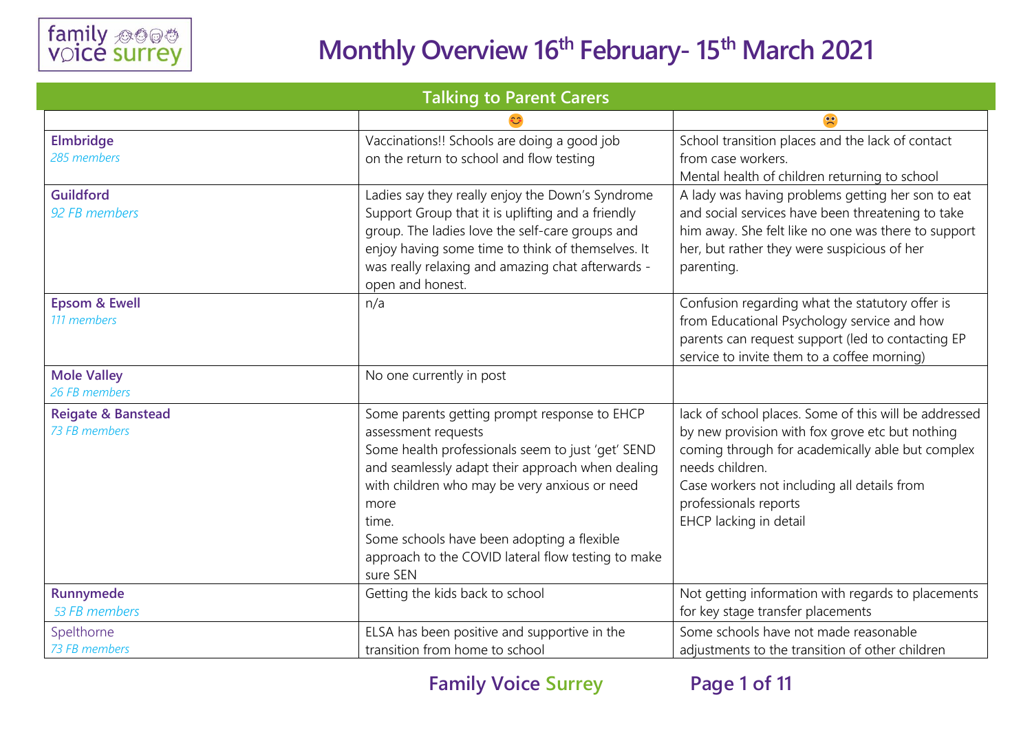# Monthly Overview 16th February- 15th March 2021

## Talking to Parent Carers

| | 😊 | ☹️ |
|---|---|---|
| **Elmbridge**<br>*285 members* | Vaccinations!! Schools are doing a good job on the return to school and flow testing | School transition places and the lack of contact from case workers.<br>Mental health of children returning to school |
| **Guildford**<br>*92 FB members* | Ladies say they really enjoy the Down's Syndrome Support Group that it is uplifting and a friendly group. The ladies love the self-care groups and enjoy having some time to think of themselves. It was really relaxing and amazing chat afterwards - open and honest. | A lady was having problems getting her son to eat and social services have been threatening to take him away. She felt like no one was there to support her, but rather they were suspicious of her parenting. |
| **Epsom & Ewell**<br>*111 members* | n/a | Confusion regarding what the statutory offer is from Educational Psychology service and how parents can request support (led to contacting EP service to invite them to a coffee morning) |
| **Mole Valley**<br>*26 FB members* | No one currently in post | |
| **Reigate & Banstead**<br>*73 FB members* | Some parents getting prompt response to EHCP assessment requests<br>Some health professionals seem to just 'get' SEND and seamlessly adapt their approach when dealing with children who may be very anxious or need more time.<br>Some schools have been adopting a flexible approach to the COVID lateral flow testing to make sure SEN | lack of school places. Some of this will be addressed by new provision with fox grove etc but nothing coming through for academically able but complex needs children.<br>Case workers not including all details from professionals reports<br>EHCP lacking in detail |
| **Runnymede**<br>*53 FB members* | Getting the kids back to school | Not getting information with regards to placements for key stage transfer placements |
| Spelthorne<br>*73 FB members* | ELSA has been positive and supportive in the transition from home to school | Some schools have not made reasonable adjustments to the transition of other children |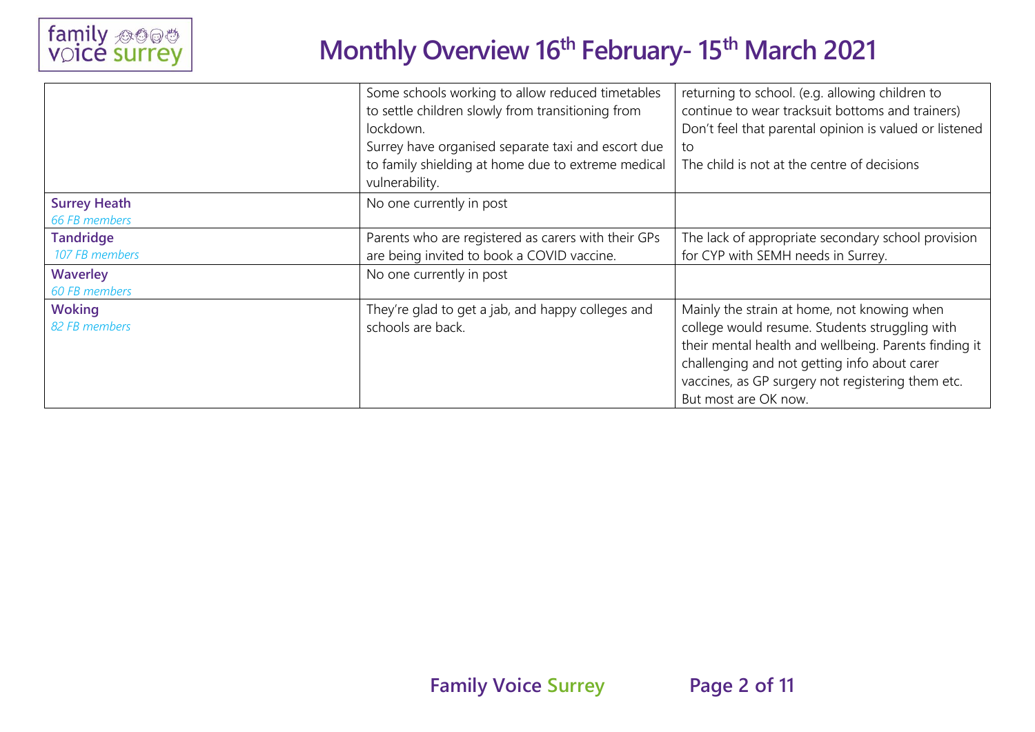# Monthly Overview 16th February- 15th March 2021

| | | |
|---|---|---|
| | Some schools working to allow reduced timetables to settle children slowly from transitioning from lockdown.<br>Surrey have organised separate taxi and escort due to family shielding at home due to extreme medical vulnerability. | returning to school. (e.g. allowing children to continue to wear tracksuit bottoms and trainers)<br>Don't feel that parental opinion is valued or listened to<br>The child is not at the centre of decisions |
| **Surrey Heath**<br>*66 FB members* | No one currently in post | |
| **Tandridge**<br>*107 FB members* | Parents who are registered as carers with their GPs are being invited to book a COVID vaccine. | The lack of appropriate secondary school provision for CYP with SEMH needs in Surrey. |
| **Waverley**<br>*60 FB members* | No one currently in post | |
| **Woking**<br>*82 FB members* | They're glad to get a jab, and happy colleges and schools are back. | Mainly the strain at home, not knowing when college would resume. Students struggling with their mental health and wellbeing. Parents finding it challenging and not getting info about carer vaccines, as GP surgery not registering them etc. But most are OK now. |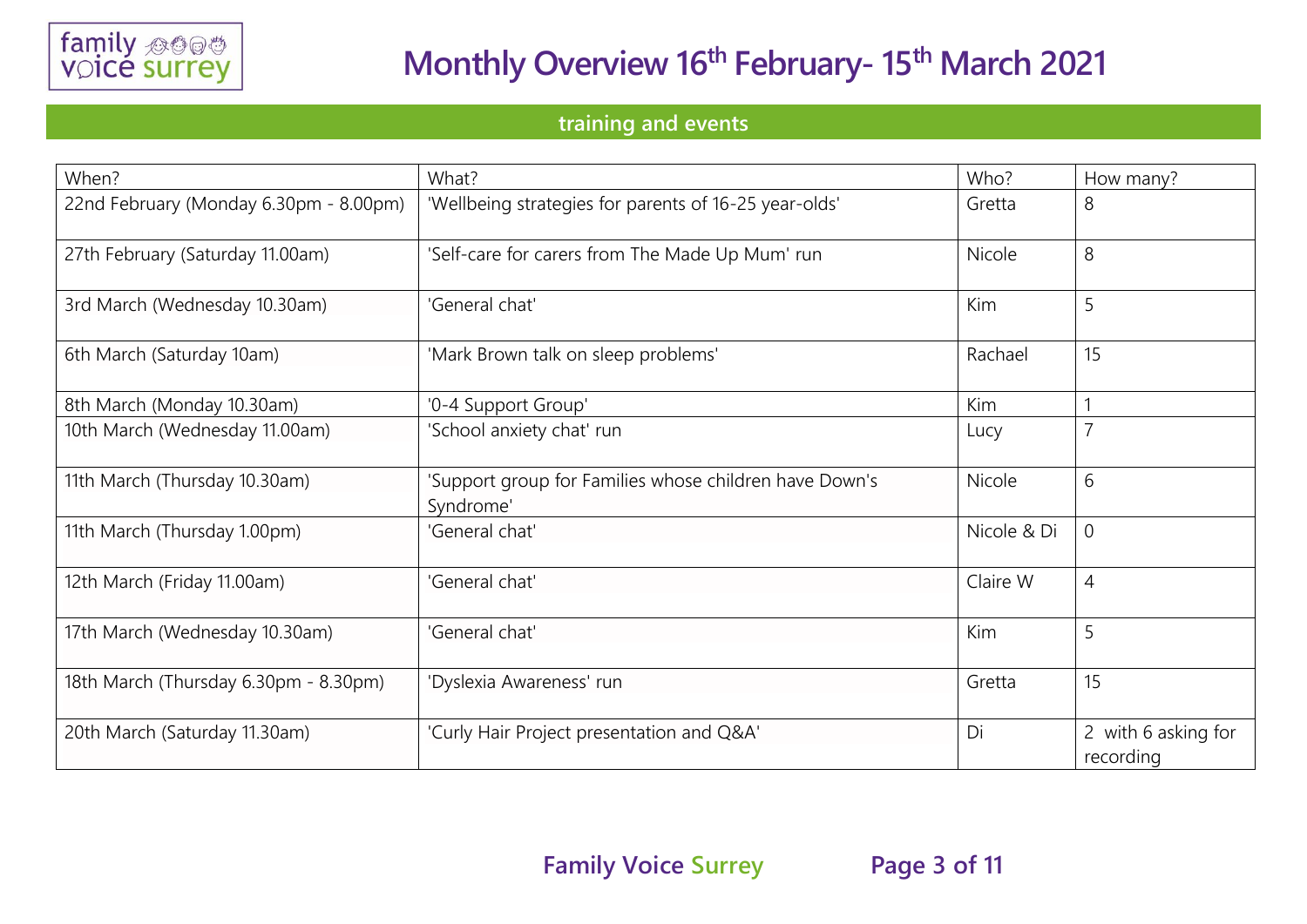# Monthly Overview 16th February- 15th March 2021

## training and events

| When? | What? | Who? | How many? |
| --- | --- | --- | --- |
| 22nd February (Monday 6.30pm - 8.00pm) | 'Wellbeing strategies for parents of 16-25 year-olds' | Gretta | 8 |
| 27th February (Saturday 11.00am) | 'Self-care for carers from The Made Up Mum' run | Nicole | 8 |
| 3rd March (Wednesday 10.30am) | 'General chat' | Kim | 5 |
| 6th March (Saturday 10am) | 'Mark Brown talk on sleep problems' | Rachael | 15 |
| 8th March (Monday 10.30am) | '0-4 Support Group' | Kim | 1 |
| 10th March (Wednesday 11.00am) | 'School anxiety chat' run | Lucy | 7 |
| 11th March (Thursday 10.30am) | 'Support group for Families whose children have Down's Syndrome' | Nicole | 6 |
| 11th March (Thursday 1.00pm) | 'General chat' | Nicole & Di | 0 |
| 12th March (Friday 11.00am) | 'General chat' | Claire W | 4 |
| 17th March (Wednesday 10.30am) | 'General chat' | Kim | 5 |
| 18th March (Thursday 6.30pm - 8.30pm) | 'Dyslexia Awareness' run | Gretta | 15 |
| 20th March (Saturday 11.30am) | 'Curly Hair Project presentation and Q&A' | Di | 2 with 6 asking for recording |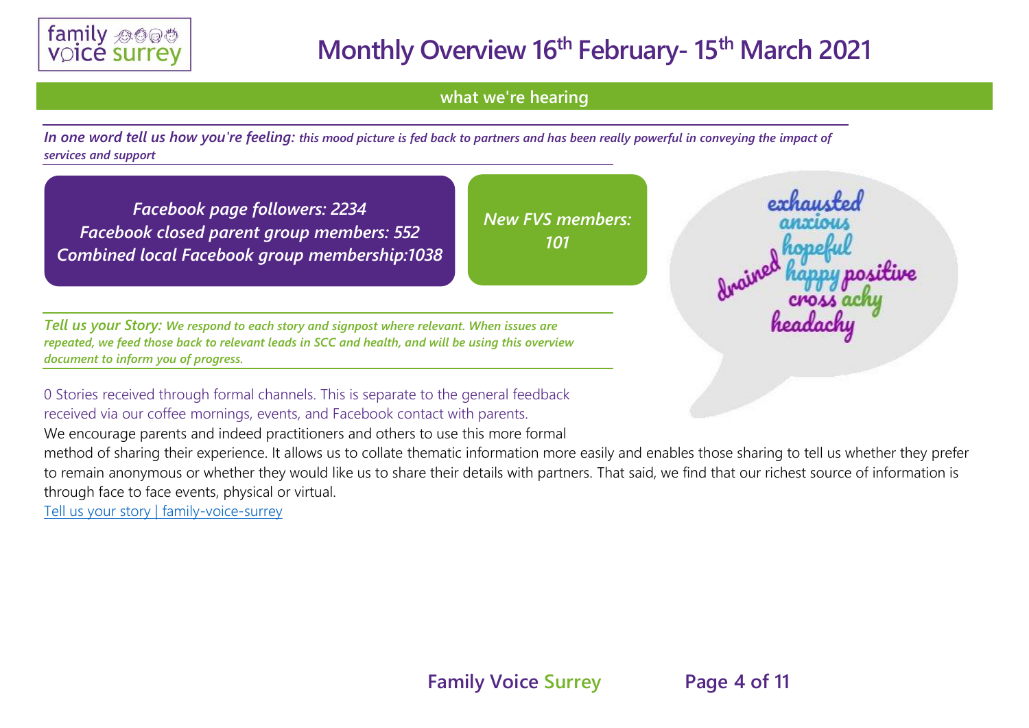# Monthly Overview 16th February- 15th March 2021

## what we're hearing

***In one word tell us how you're feeling:*** ***this mood picture is fed back to partners and has been really powerful in conveying the impact of services and support***

***Facebook page followers: 2234***
***Facebook closed parent group members: 552***
***Combined local Facebook group membership:1038***

***New FVS members: 101***

exhausted
anxious
hopeful
drained happy positive
cross achy
headachy

***Tell us your Story:*** ***We respond to each story and signpost where relevant. When issues are repeated, we feed those back to relevant leads in SCC and health, and will be using this overview document to inform you of progress.***

0 Stories received through formal channels. This is separate to the general feedback received via our coffee mornings, events, and Facebook contact with parents.

We encourage parents and indeed practitioners and others to use this more formal method of sharing their experience. It allows us to collate thematic information more easily and enables those sharing to tell us whether they prefer to remain anonymous or whether they would like us to share their details with partners. That said, we find that our richest source of information is through face to face events, physical or virtual.

Tell us your story | family-voice-surrey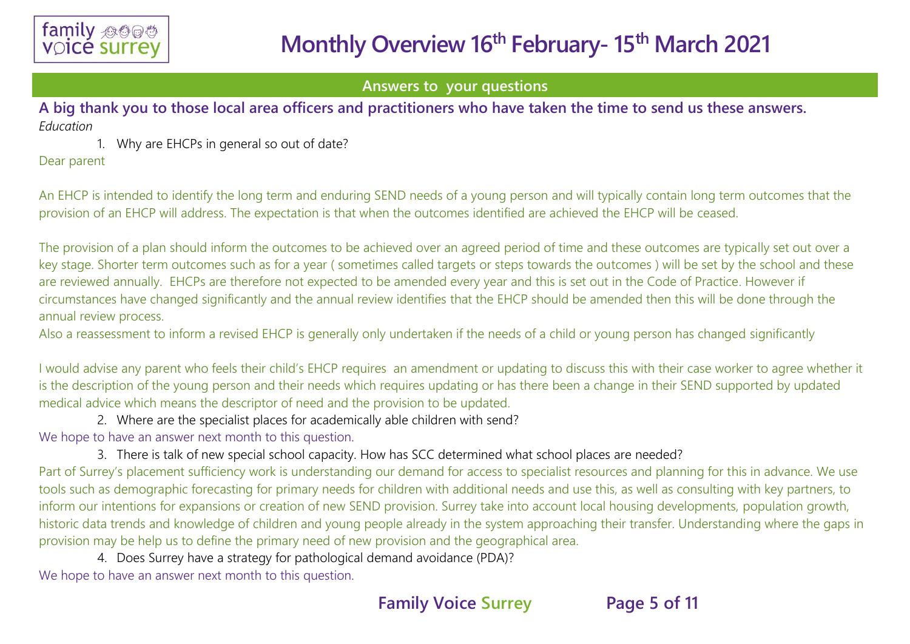# Monthly Overview 16th February- 15th March 2021

## Answers to your questions

**A big thank you to those local area officers and practitioners who have taken the time to send us these answers.**

*Education*

1. Why are EHCPs in general so out of date?

Dear parent

An EHCP is intended to identify the long term and enduring SEND needs of a young person and will typically contain long term outcomes that the provision of an EHCP will address. The expectation is that when the outcomes identified are achieved the EHCP will be ceased.

The provision of a plan should inform the outcomes to be achieved over an agreed period of time and these outcomes are typically set out over a key stage. Shorter term outcomes such as for a year ( sometimes called targets or steps towards the outcomes ) will be set by the school and these are reviewed annually. EHCPs are therefore not expected to be amended every year and this is set out in the Code of Practice. However if circumstances have changed significantly and the annual review identifies that the EHCP should be amended then this will be done through the annual review process.

Also a reassessment to inform a revised EHCP is generally only undertaken if the needs of a child or young person has changed significantly

I would advise any parent who feels their child's EHCP requires an amendment or updating to discuss this with their case worker to agree whether it is the description of the young person and their needs which requires updating or has there been a change in their SEND supported by updated medical advice which means the descriptor of need and the provision to be updated.

2. Where are the specialist places for academically able children with send?

We hope to have an answer next month to this question.

3. There is talk of new special school capacity. How has SCC determined what school places are needed?

Part of Surrey's placement sufficiency work is understanding our demand for access to specialist resources and planning for this in advance. We use tools such as demographic forecasting for primary needs for children with additional needs and use this, as well as consulting with key partners, to inform our intentions for expansions or creation of new SEND provision. Surrey take into account local housing developments, population growth, historic data trends and knowledge of children and young people already in the system approaching their transfer. Understanding where the gaps in provision may be help us to define the primary need of new provision and the geographical area.

4. Does Surrey have a strategy for pathological demand avoidance (PDA)?

We hope to have an answer next month to this question.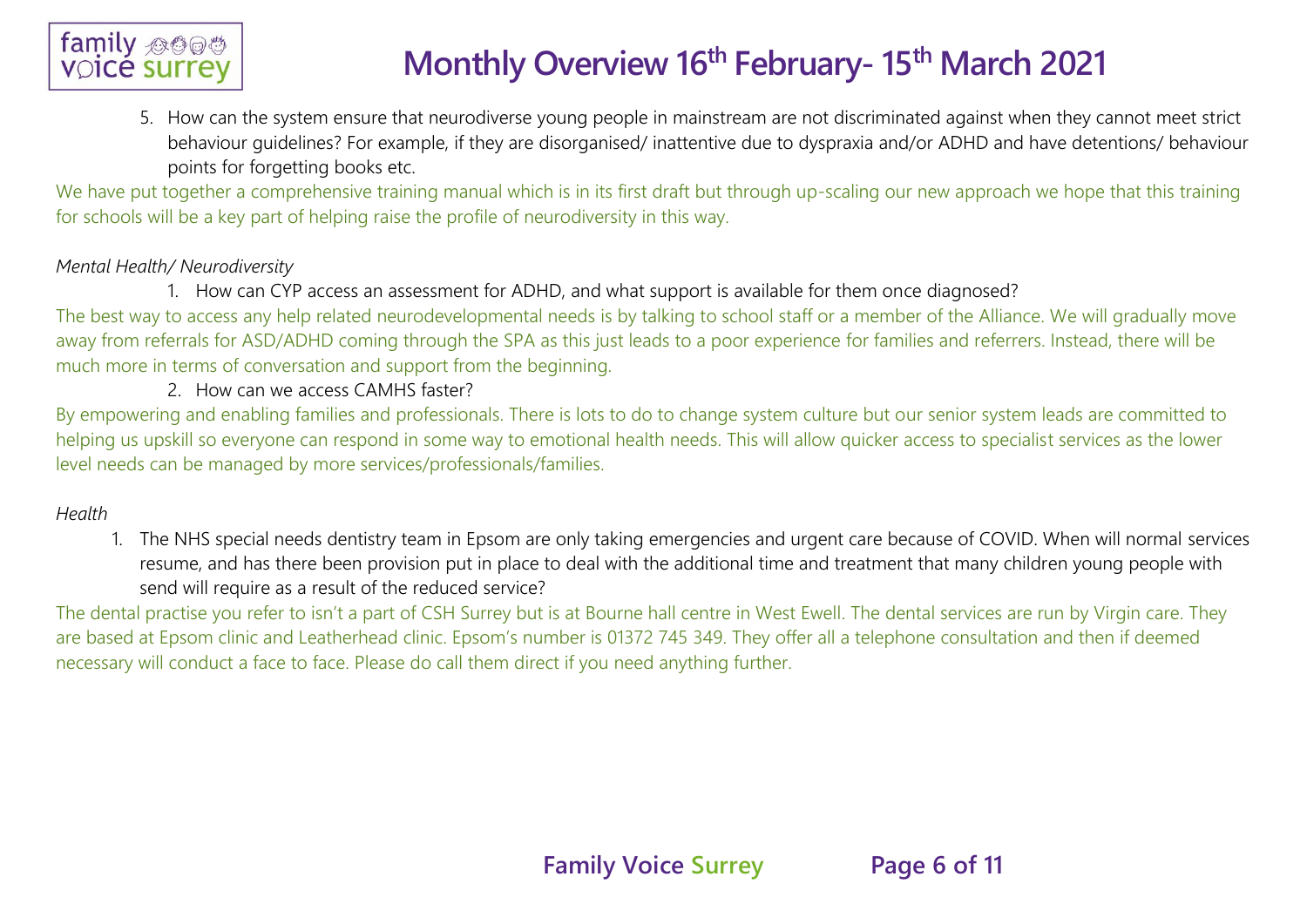5. How can the system ensure that neurodiverse young people in mainstream are not discriminated against when they cannot meet strict behaviour guidelines? For example, if they are disorganised/ inattentive due to dyspraxia and/or ADHD and have detentions/ behaviour points for forgetting books etc.

We have put together a comprehensive training manual which is in its first draft but through up-scaling our new approach we hope that this training for schools will be a key part of helping raise the profile of neurodiversity in this way.

*Mental Health/ Neurodiversity*

1. How can CYP access an assessment for ADHD, and what support is available for them once diagnosed?

The best way to access any help related neurodevelopmental needs is by talking to school staff or a member of the Alliance. We will gradually move away from referrals for ASD/ADHD coming through the SPA as this just leads to a poor experience for families and referrers. Instead, there will be much more in terms of conversation and support from the beginning.

2. How can we access CAMHS faster?

By empowering and enabling families and professionals. There is lots to do to change system culture but our senior system leads are committed to helping us upskill so everyone can respond in some way to emotional health needs. This will allow quicker access to specialist services as the lower level needs can be managed by more services/professionals/families.

*Health*

1. The NHS special needs dentistry team in Epsom are only taking emergencies and urgent care because of COVID. When will normal services resume, and has there been provision put in place to deal with the additional time and treatment that many children young people with send will require as a result of the reduced service?

The dental practise you refer to isn't a part of CSH Surrey but is at Bourne hall centre in West Ewell. The dental services are run by Virgin care. They are based at Epsom clinic and Leatherhead clinic. Epsom's number is 01372 745 349. They offer all a telephone consultation and then if deemed necessary will conduct a face to face. Please do call them direct if you need anything further.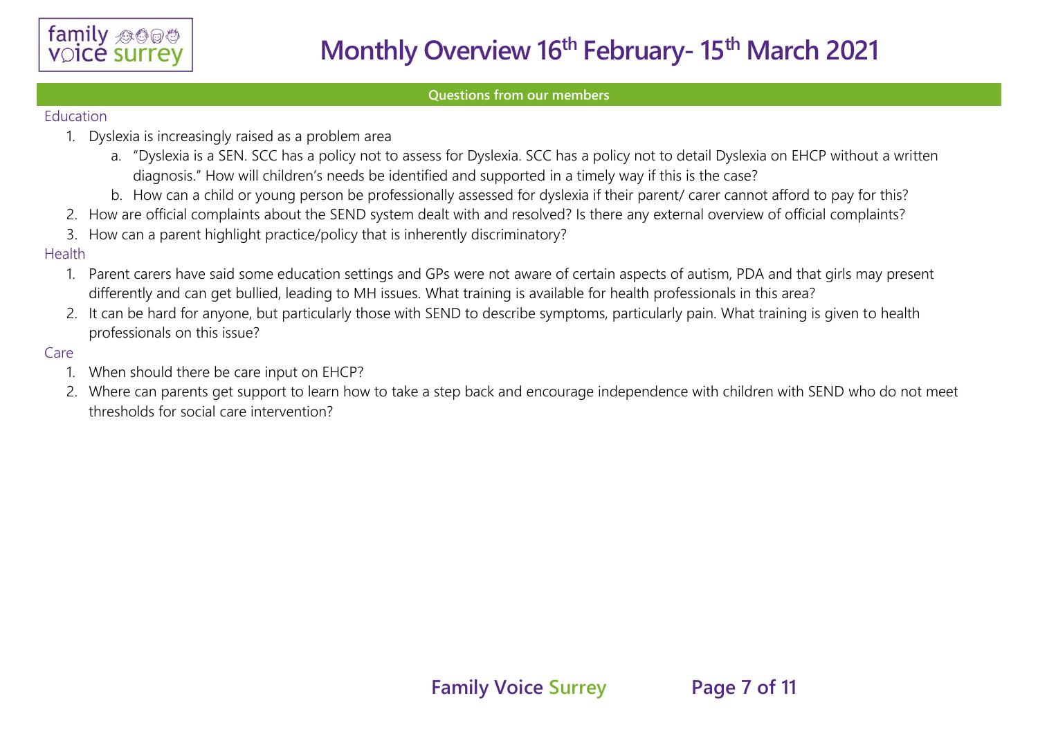## Questions from our members

### Education

1. Dyslexia is increasingly raised as a problem area
   a. "Dyslexia is a SEN. SCC has a policy not to assess for Dyslexia. SCC has a policy not to detail Dyslexia on EHCP without a written diagnosis." How will children's needs be identified and supported in a timely way if this is the case?
   b. How can a child or young person be professionally assessed for dyslexia if their parent/ carer cannot afford to pay for this?
2. How are official complaints about the SEND system dealt with and resolved? Is there any external overview of official complaints?
3. How can a parent highlight practice/policy that is inherently discriminatory?

### Health

1. Parent carers have said some education settings and GPs were not aware of certain aspects of autism, PDA and that girls may present differently and can get bullied, leading to MH issues. What training is available for health professionals in this area?
2. It can be hard for anyone, but particularly those with SEND to describe symptoms, particularly pain. What training is given to health professionals on this issue?

### Care

1. When should there be care input on EHCP?
2. Where can parents get support to learn how to take a step back and encourage independence with children with SEND who do not meet thresholds for social care intervention?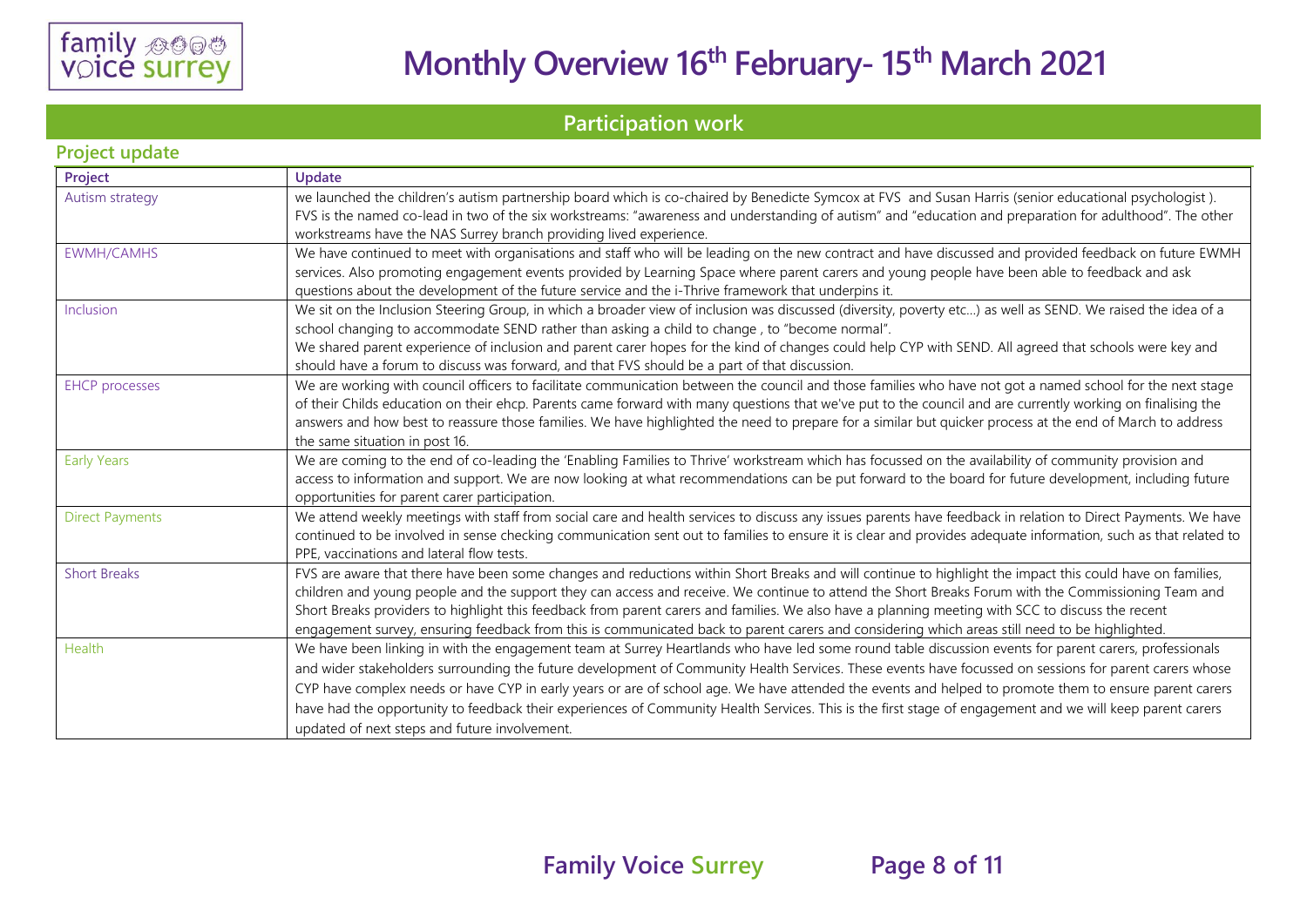# Monthly Overview 16th February- 15th March 2021

## Participation work

### Project update

| Project | Update |
|---|---|
| Autism strategy | we launched the children's autism partnership board which is co-chaired by Benedicte Symcox at FVS and Susan Harris (senior educational psychologist ). FVS is the named co-lead in two of the six workstreams: "awareness and understanding of autism" and "education and preparation for adulthood". The other workstreams have the NAS Surrey branch providing lived experience. |
| EWMH/CAMHS | We have continued to meet with organisations and staff who will be leading on the new contract and have discussed and provided feedback on future EWMH services. Also promoting engagement events provided by Learning Space where parent carers and young people have been able to feedback and ask questions about the development of the future service and the i-Thrive framework that underpins it. |
| Inclusion | We sit on the Inclusion Steering Group, in which a broader view of inclusion was discussed (diversity, poverty etc…) as well as SEND. We raised the idea of a school changing to accommodate SEND rather than asking a child to change , to "become normal". We shared parent experience of inclusion and parent carer hopes for the kind of changes could help CYP with SEND. All agreed that schools were key and should have a forum to discuss was forward, and that FVS should be a part of that discussion. |
| EHCP processes | We are working with council officers to facilitate communication between the council and those families who have not got a named school for the next stage of their Childs education on their ehcp. Parents came forward with many questions that we've put to the council and are currently working on finalising the answers and how best to reassure those families. We have highlighted the need to prepare for a similar but quicker process at the end of March to address the same situation in post 16. |
| Early Years | We are coming to the end of co-leading the 'Enabling Families to Thrive' workstream which has focussed on the availability of community provision and access to information and support. We are now looking at what recommendations can be put forward to the board for future development, including future opportunities for parent carer participation. |
| Direct Payments | We attend weekly meetings with staff from social care and health services to discuss any issues parents have feedback in relation to Direct Payments. We have continued to be involved in sense checking communication sent out to families to ensure it is clear and provides adequate information, such as that related to PPE, vaccinations and lateral flow tests. |
| Short Breaks | FVS are aware that there have been some changes and reductions within Short Breaks and will continue to highlight the impact this could have on families, children and young people and the support they can access and receive. We continue to attend the Short Breaks Forum with the Commissioning Team and Short Breaks providers to highlight this feedback from parent carers and families. We also have a planning meeting with SCC to discuss the recent engagement survey, ensuring feedback from this is communicated back to parent carers and considering which areas still need to be highlighted. |
| Health | We have been linking in with the engagement team at Surrey Heartlands who have led some round table discussion events for parent carers, professionals and wider stakeholders surrounding the future development of Community Health Services. These events have focussed on sessions for parent carers whose CYP have complex needs or have CYP in early years or are of school age. We have attended the events and helped to promote them to ensure parent carers have had the opportunity to feedback their experiences of Community Health Services. This is the first stage of engagement and we will keep parent carers updated of next steps and future involvement. |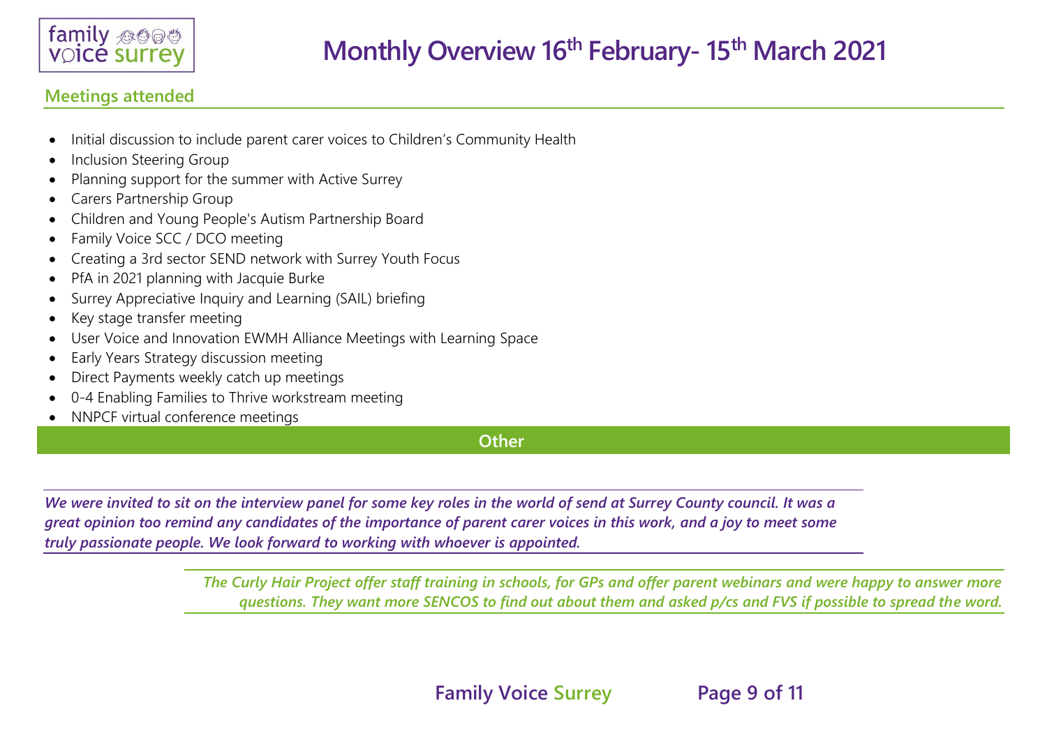# Monthly Overview 16th February- 15th March 2021

## Meetings attended

- Initial discussion to include parent carer voices to Children's Community Health
- Inclusion Steering Group
- Planning support for the summer with Active Surrey
- Carers Partnership Group
- Children and Young People's Autism Partnership Board
- Family Voice SCC / DCO meeting
- Creating a 3rd sector SEND network with Surrey Youth Focus
- PfA in 2021 planning with Jacquie Burke
- Surrey Appreciative Inquiry and Learning (SAIL) briefing
- Key stage transfer meeting
- User Voice and Innovation EWMH Alliance Meetings with Learning Space
- Early Years Strategy discussion meeting
- Direct Payments weekly catch up meetings
- 0-4 Enabling Families to Thrive workstream meeting
- NNPCF virtual conference meetings

## Other

***We were invited to sit on the interview panel for some key roles in the world of send at Surrey County council. It was a great opinion too remind any candidates of the importance of parent carer voices in this work, and a joy to meet some truly passionate people. We look forward to working with whoever is appointed.***

***The Curly Hair Project offer staff training in schools, for GPs and offer parent webinars and were happy to answer more questions. They want more SENCOS to find out about them and asked p/cs and FVS if possible to spread the word.***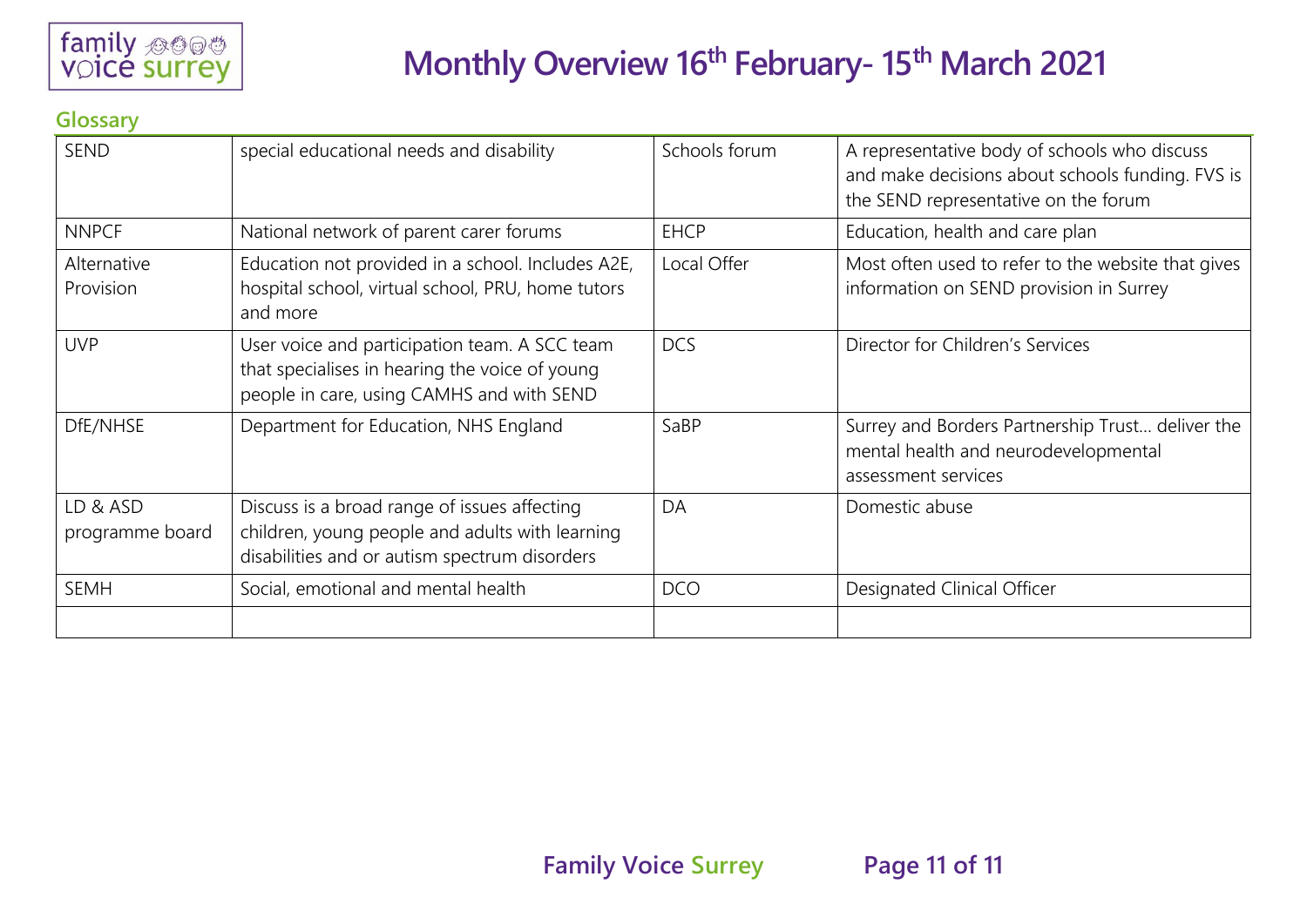## Glossary

| | | | |
|---|---|---|---|
| SEND | special educational needs and disability | Schools forum | A representative body of schools who discuss and make decisions about schools funding. FVS is the SEND representative on the forum |
| NNPCF | National network of parent carer forums | EHCP | Education, health and care plan |
| Alternative Provision | Education not provided in a school. Includes A2E, hospital school, virtual school, PRU, home tutors and more | Local Offer | Most often used to refer to the website that gives information on SEND provision in Surrey |
| UVP | User voice and participation team. A SCC team that specialises in hearing the voice of young people in care, using CAMHS and with SEND | DCS | Director for Children's Services |
| DfE/NHSE | Department for Education, NHS England | SaBP | Surrey and Borders Partnership Trust… deliver the mental health and neurodevelopmental assessment services |
| LD & ASD programme board | Discuss is a broad range of issues affecting children, young people and adults with learning disabilities and or autism spectrum disorders | DA | Domestic abuse |
| SEMH | Social, emotional and mental health | DCO | Designated Clinical Officer |
| | | | |